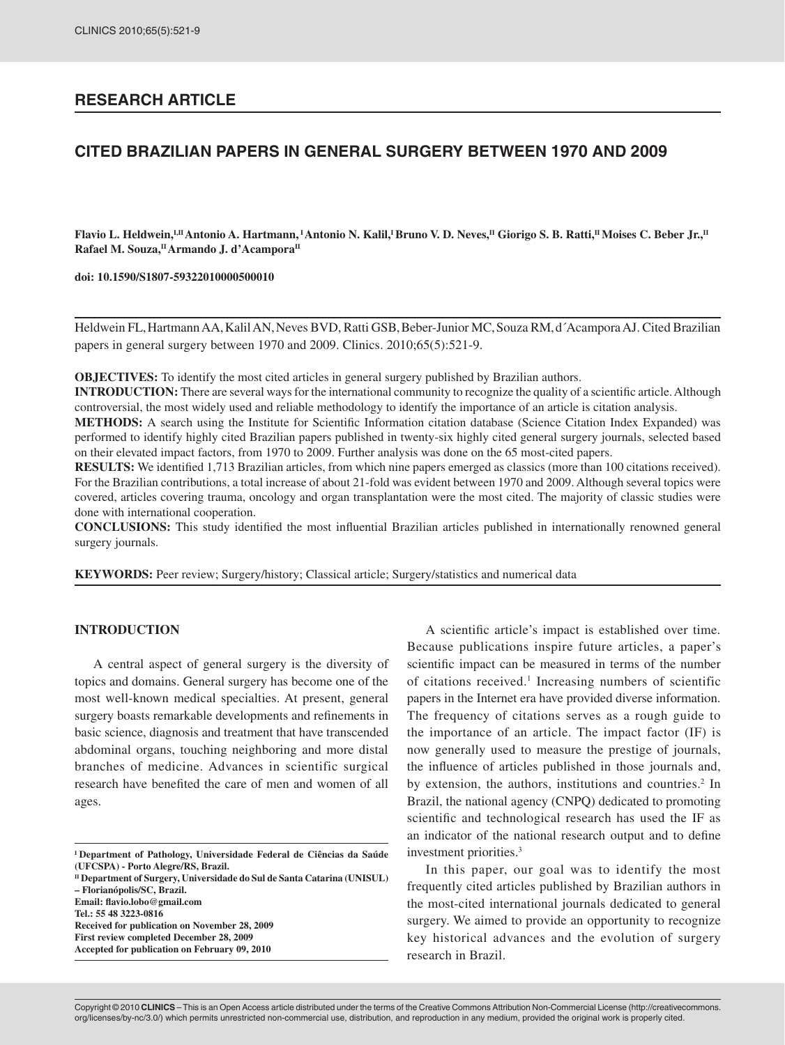## RESEARCH ARTICLE

# CITED BRAZILIAN PAPERS IN GENERAL SURGERY BETWEEN 1970 AND 2009

**Flavio L. Heldwein,[I,II] Antonio A. Hartmann,[I] Antonio N. Kalil,[I] Bruno V. D. Neves,[II] Giorigo S. B. Ratti,[II] Moises C. Beber Jr.,[II] Rafael M. Souza,[II] Armando J. d'Acampora[II]**

**doi: 10.1590/S1807-59322010000500010**

Heldwein FL, Hartmann AA, Kalil AN, Neves BVD, Ratti GSB, Beber-Junior MC, Souza RM, d´Acampora AJ. Cited Brazilian papers in general surgery between 1970 and 2009. Clinics. 2010;65(5):521-9.

**OBJECTIVES:** To identify the most cited articles in general surgery published by Brazilian authors.

**INTRODUCTION:** There are several ways for the international community to recognize the quality of a scientific article. Although controversial, the most widely used and reliable methodology to identify the importance of an article is citation analysis.

**METHODS:** A search using the Institute for Scientific Information citation database (Science Citation Index Expanded) was performed to identify highly cited Brazilian papers published in twenty-six highly cited general surgery journals, selected based on their elevated impact factors, from 1970 to 2009. Further analysis was done on the 65 most-cited papers.

**RESULTS:** We identified 1,713 Brazilian articles, from which nine papers emerged as classics (more than 100 citations received). For the Brazilian contributions, a total increase of about 21-fold was evident between 1970 and 2009. Although several topics were covered, articles covering trauma, oncology and organ transplantation were the most cited. The majority of classic studies were done with international cooperation.

**CONCLUSIONS:** This study identified the most influential Brazilian articles published in internationally renowned general surgery journals.

**KEYWORDS:** Peer review; Surgery/history; Classical article; Surgery/statistics and numerical data

## INTRODUCTION

A central aspect of general surgery is the diversity of topics and domains. General surgery has become one of the most well-known medical specialties. At present, general surgery boasts remarkable developments and refinements in basic science, diagnosis and treatment that have transcended abdominal organs, touching neighboring and more distal branches of medicine. Advances in scientific surgical research have benefited the care of men and women of all ages.

A scientific article's impact is established over time. Because publications inspire future articles, a paper's scientific impact can be measured in terms of the number of citations received.[1] Increasing numbers of scientific papers in the Internet era have provided diverse information. The frequency of citations serves as a rough guide to the importance of an article. The impact factor (IF) is now generally used to measure the prestige of journals, the influence of articles published in those journals and, by extension, the authors, institutions and countries.[2] In Brazil, the national agency (CNPQ) dedicated to promoting scientific and technological research has used the IF as an indicator of the national research output and to define investment priorities.[3]

In this paper, our goal was to identify the most frequently cited articles published by Brazilian authors in the most-cited international journals dedicated to general surgery. We aimed to provide an opportunity to recognize key historical advances and the evolution of surgery research in Brazil.

---

**[I] Department of Pathology, Universidade Federal de Ciências da Saúde (UFCSPA) - Porto Alegre/RS, Brazil.**
**[II] Department of Surgery, Universidade do Sul de Santa Catarina (UNISUL) – Florianópolis/SC, Brazil.**
**Email: flavio.lobo@gmail.com**
**Tel.: 55 48 3223-0816**
**Received for publication on November 28, 2009**
**First review completed December 28, 2009**
**Accepted for publication on February 09, 2010**

Copyright © 2010 **CLINICS** – This is an Open Access article distributed under the terms of the Creative Commons Attribution Non-Commercial License (http://creativecommons.org/licenses/by-nc/3.0/) which permits unrestricted non-commercial use, distribution, and reproduction in any medium, provided the original work is properly cited.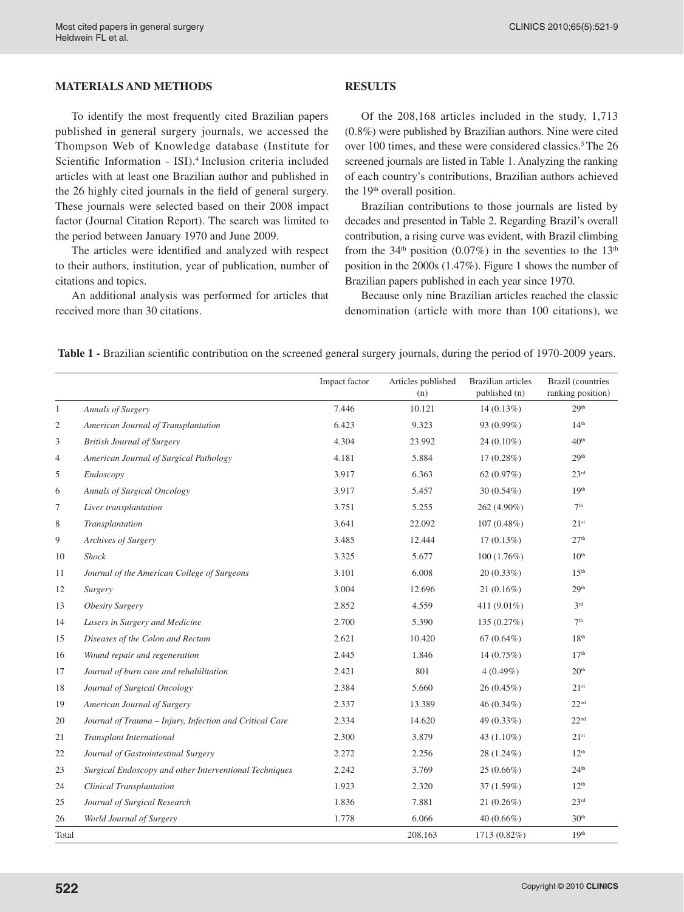## MATERIALS AND METHODS

To identify the most frequently cited Brazilian papers published in general surgery journals, we accessed the Thompson Web of Knowledge database (Institute for Scientific Information - ISI).[4] Inclusion criteria included articles with at least one Brazilian author and published in the 26 highly cited journals in the field of general surgery. These journals were selected based on their 2008 impact factor (Journal Citation Report). The search was limited to the period between January 1970 and June 2009.

The articles were identified and analyzed with respect to their authors, institution, year of publication, number of citations and topics.

An additional analysis was performed for articles that received more than 30 citations.

## RESULTS

Of the 208,168 articles included in the study, 1,713 (0.8%) were published by Brazilian authors. Nine were cited over 100 times, and these were considered classics.[5] The 26 screened journals are listed in Table 1. Analyzing the ranking of each country's contributions, Brazilian authors achieved the 19th overall position.

Brazilian contributions to those journals are listed by decades and presented in Table 2. Regarding Brazil's overall contribution, a rising curve was evident, with Brazil climbing from the 34th position (0.07%) in the seventies to the 13th position in the 2000s (1.47%). Figure 1 shows the number of Brazilian papers published in each year since 1970.

Because only nine Brazilian articles reached the classic denomination (article with more than 100 citations), we

**Table 1 -** Brazilian scientific contribution on the screened general surgery journals, during the period of 1970-2009 years.

| | | Impact factor | Articles published (n) | Brazilian articles published (n) | Brazil (countries ranking position) |
|---|---|---|---|---|---|
| 1 | *Annals of Surgery* | 7.446 | 10.121 | 14 (0.13%) | 29th |
| 2 | *American Journal of Transplantation* | 6.423 | 9.323 | 93 (0.99%) | 14th |
| 3 | *British Journal of Surgery* | 4.304 | 23.992 | 24 (0.10%) | 40th |
| 4 | *American Journal of Surgical Pathology* | 4.181 | 5.884 | 17 (0.28%) | 29th |
| 5 | *Endoscopy* | 3.917 | 6.363 | 62 (0.97%) | 23rd |
| 6 | *Annals of Surgical Oncology* | 3.917 | 5.457 | 30 (0.54%) | 19th |
| 7 | *Liver transplantation* | 3.751 | 5.255 | 262 (4.90%) | 7th |
| 8 | *Transplantation* | 3.641 | 22.092 | 107 (0.48%) | 21st |
| 9 | *Archives of Surgery* | 3.485 | 12.444 | 17 (0.13%) | 27th |
| 10 | *Shock* | 3.325 | 5.677 | 100 (1.76%) | 10th |
| 11 | *Journal of the American College of Surgeons* | 3.101 | 6.008 | 20 (0.33%) | 15th |
| 12 | *Surgery* | 3.004 | 12.696 | 21 (0.16%) | 29th |
| 13 | *Obesity Surgery* | 2.852 | 4.559 | 411 (9.01%) | 3rd |
| 14 | *Lasers in Surgery and Medicine* | 2.700 | 5.390 | 135 (0.27%) | 7th |
| 15 | *Diseases of the Colon and Rectum* | 2.621 | 10.420 | 67 (0.64%) | 18th |
| 16 | *Wound repair and regeneration* | 2.445 | 1.846 | 14 (0.75%) | 17th |
| 17 | *Journal of burn care and rehabilitation* | 2.421 | 801 | 4 (0.49%) | 20th |
| 18 | *Journal of Surgical Oncology* | 2.384 | 5.660 | 26 (0.45%) | 21st |
| 19 | *American Journal of Surgery* | 2.337 | 13.389 | 46 (0.34%) | 22nd |
| 20 | *Journal of Trauma – Injury, Infection and Critical Care* | 2.334 | 14.620 | 49 (0.33%) | 22nd |
| 21 | *Transplant International* | 2.300 | 3.879 | 43 (1.10%) | 21st |
| 22 | *Journal of Gastrointestinal Surgery* | 2.272 | 2.256 | 28 (1.24%) | 12th |
| 23 | *Surgical Endoscopy and other Interventional Techniques* | 2.242 | 3.769 | 25 (0.66%) | 24th |
| 24 | *Clinical Transplantation* | 1.923 | 2.320 | 37 (1.59%) | 12th |
| 25 | *Journal of Surgical Research* | 1.836 | 7.881 | 21 (0.26%) | 23rd |
| 26 | *World Journal of Surgery* | 1.778 | 6.066 | 40 (0.66%) | 30th |
| Total | | | 208.163 | 1713 (0.82%) | 19th |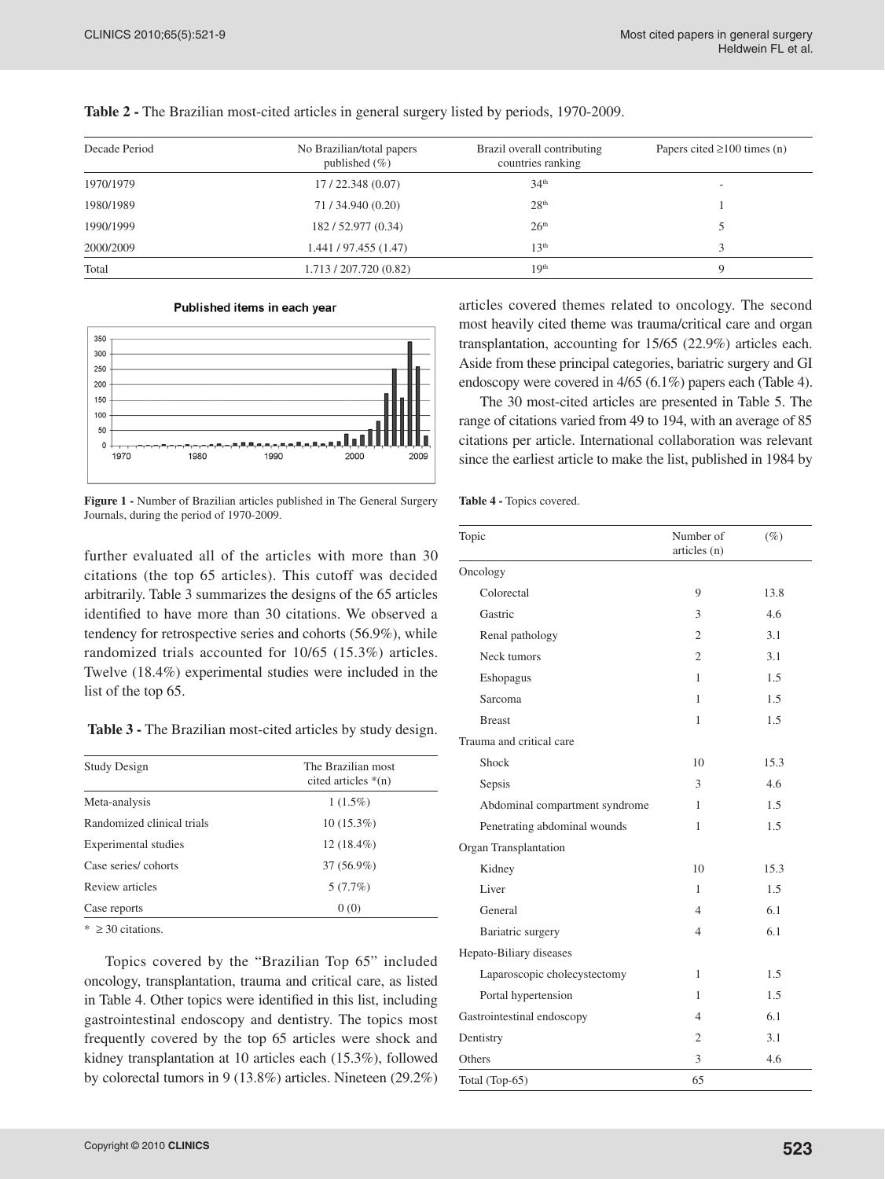**Table 2 -** The Brazilian most-cited articles in general surgery listed by periods, 1970-2009.

| Decade Period | No Brazilian/total papers published (%) | Brazil overall contributing countries ranking | Papers cited ≥100 times (n) |
|---|---|---|---|
| 1970/1979 | 17 / 22.348 (0.07) | 34th | - |
| 1980/1989 | 71 / 34.940 (0.20) | 28th | 1 |
| 1990/1999 | 182 / 52.977 (0.34) | 26th | 5 |
| 2000/2009 | 1.441 / 97.455 (1.47) | 13th | 3 |
| Total | 1.713 / 207.720 (0.82) | 19th | 9 |

**Figure 1 -** Number of Brazilian articles published in The General Surgery Journals, during the period of 1970-2009.

further evaluated all of the articles with more than 30 citations (the top 65 articles). This cutoff was decided arbitrarily. Table 3 summarizes the designs of the 65 articles identified to have more than 30 citations. We observed a tendency for retrospective series and cohorts (56.9%), while randomized trials accounted for 10/65 (15.3%) articles. Twelve (18.4%) experimental studies were included in the list of the top 65.

**Table 3 -** The Brazilian most-cited articles by study design.

| Study Design | The Brazilian most cited articles *(n) |
|---|---|
| Meta-analysis | 1 (1.5%) |
| Randomized clinical trials | 10 (15.3%) |
| Experimental studies | 12 (18.4%) |
| Case series/ cohorts | 37 (56.9%) |
| Review articles | 5 (7.7%) |
| Case reports | 0 (0) |

* ≥ 30 citations.

Topics covered by the "Brazilian Top 65" included oncology, transplantation, trauma and critical care, as listed in Table 4. Other topics were identified in this list, including gastrointestinal endoscopy and dentistry. The topics most frequently covered by the top 65 articles were shock and kidney transplantation at 10 articles each (15.3%), followed by colorectal tumors in 9 (13.8%) articles. Nineteen (29.2%) articles covered themes related to oncology. The second most heavily cited theme was trauma/critical care and organ transplantation, accounting for 15/65 (22.9%) articles each. Aside from these principal categories, bariatric surgery and GI endoscopy were covered in 4/65 (6.1%) papers each (Table 4).

The 30 most-cited articles are presented in Table 5. The range of citations varied from 49 to 194, with an average of 85 citations per article. International collaboration was relevant since the earliest article to make the list, published in 1984 by

**Table 4 -** Topics covered.

| Topic | Number of articles (n) | (%) |
|---|---|---|
| Oncology | | |
| Colorectal | 9 | 13.8 |
| Gastric | 3 | 4.6 |
| Renal pathology | 2 | 3.1 |
| Neck tumors | 2 | 3.1 |
| Eshopagus | 1 | 1.5 |
| Sarcoma | 1 | 1.5 |
| Breast | 1 | 1.5 |
| Trauma and critical care | | |
| Shock | 10 | 15.3 |
| Sepsis | 3 | 4.6 |
| Abdominal compartment syndrome | 1 | 1.5 |
| Penetrating abdominal wounds | 1 | 1.5 |
| Organ Transplantation | | |
| Kidney | 10 | 15.3 |
| Liver | 1 | 1.5 |
| General | 4 | 6.1 |
| Bariatric surgery | 4 | 6.1 |
| Hepato-Biliary diseases | | |
| Laparoscopic cholecystectomy | 1 | 1.5 |
| Portal hypertension | 1 | 1.5 |
| Gastrointestinal endoscopy | 4 | 6.1 |
| Dentistry | 2 | 3.1 |
| Others | 3 | 4.6 |
| Total (Top-65) | 65 | |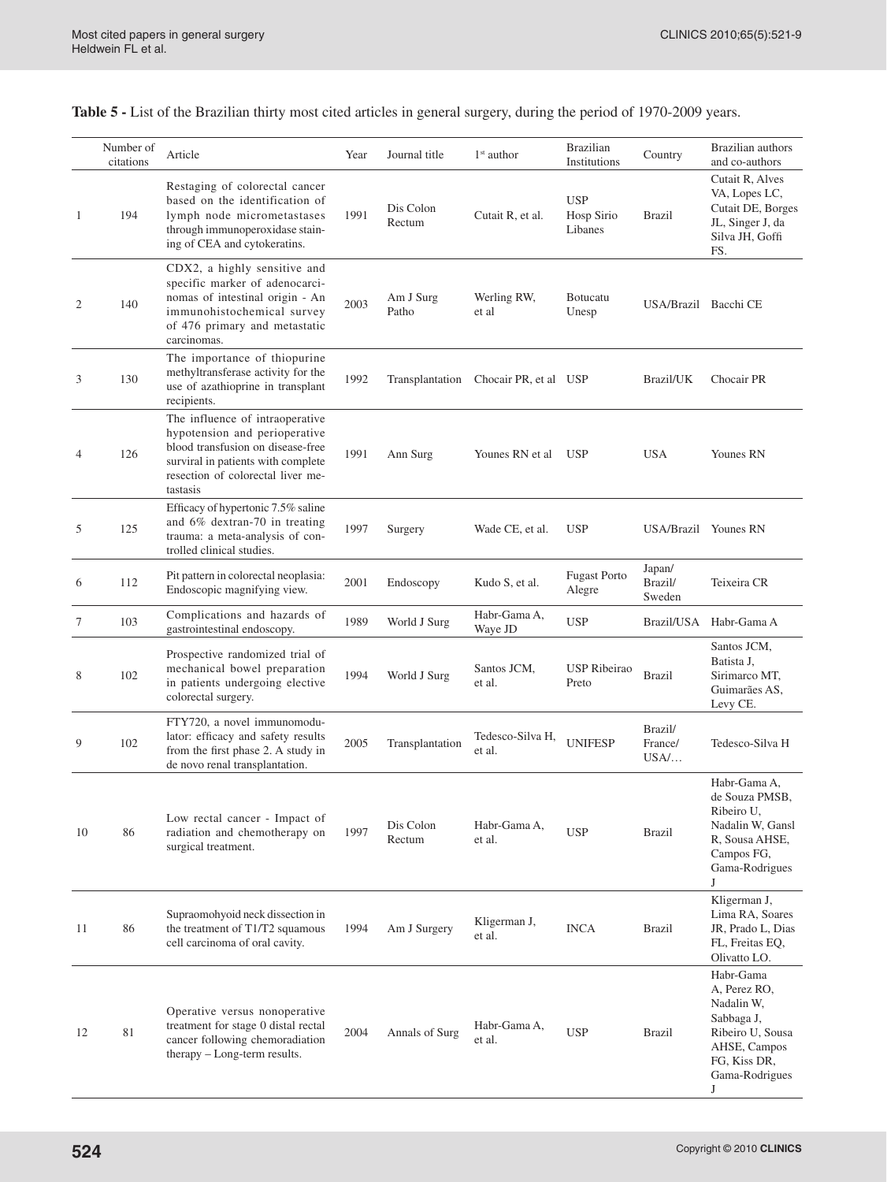**Table 5 -** List of the Brazilian thirty most cited articles in general surgery, during the period of 1970-2009 years.

| | Number of citations | Article | Year | Journal title | 1st author | Brazilian Institutions | Country | Brazilian authors and co-authors |
|---|---|---|---|---|---|---|---|---|
| 1 | 194 | Restaging of colorectal cancer based on the identification of lymph node micrometastases through immunoperoxidase staining of CEA and cytokeratins. | 1991 | Dis Colon Rectum | Cutait R, et al. | USP Hosp Sirio Libanes | Brazil | Cutait R, Alves VA, Lopes LC, Cutait DE, Borges JL, Singer J, da Silva JH, Goffi FS. |
| 2 | 140 | CDX2, a highly sensitive and specific marker of adenocarcinomas of intestinal origin - An immunohistochemical survey of 476 primary and metastatic carcinomas. | 2003 | Am J Surg Patho | Werling RW, et al | Botucatu Unesp | USA/Brazil | Bacchi CE |
| 3 | 130 | The importance of thiopurine methyltransferase activity for the use of azathioprine in transplant recipients. | 1992 | Transplantation | Chocair PR, et al | USP | Brazil/UK | Chocair PR |
| 4 | 126 | The influence of intraoperative hypotension and perioperative blood transfusion on disease-free surviral in patients with complete resection of colorectal liver metastasis | 1991 | Ann Surg | Younes RN et al | USP | USA | Younes RN |
| 5 | 125 | Efficacy of hypertonic 7.5% saline and 6% dextran-70 in treating trauma: a meta-analysis of controlled clinical studies. | 1997 | Surgery | Wade CE, et al. | USP | USA/Brazil | Younes RN |
| 6 | 112 | Pit pattern in colorectal neoplasia: Endoscopic magnifying view. | 2001 | Endoscopy | Kudo S, et al. | Fugast Porto Alegre | Japan/ Brazil/ Sweden | Teixeira CR |
| 7 | 103 | Complications and hazards of gastrointestinal endoscopy. | 1989 | World J Surg | Habr-Gama A, Waye JD | USP | Brazil/USA | Habr-Gama A |
| 8 | 102 | Prospective randomized trial of mechanical bowel preparation in patients undergoing elective colorectal surgery. | 1994 | World J Surg | Santos JCM, et al. | USP Ribeirao Preto | Brazil | Santos JCM, Batista J, Sirimarco MT, Guimarães AS, Levy CE. |
| 9 | 102 | FTY720, a novel immunomodulator: efficacy and safety results from the first phase 2. A study in de novo renal transplantation. | 2005 | Transplantation | Tedesco-Silva H, et al. | UNIFESP | Brazil/ France/ USA/… | Tedesco-Silva H |
| 10 | 86 | Low rectal cancer - Impact of radiation and chemotherapy on surgical treatment. | 1997 | Dis Colon Rectum | Habr-Gama A, et al. | USP | Brazil | Habr-Gama A, de Souza PMSB, Ribeiro U, Nadalin W, Gansl R, Sousa AHSE, Campos FG, Gama-Rodrigues J |
| 11 | 86 | Supraomohyoid neck dissection in the treatment of T1/T2 squamous cell carcinoma of oral cavity. | 1994 | Am J Surgery | Kligerman J, et al. | INCA | Brazil | Kligerman J, Lima RA, Soares JR, Prado L, Dias FL, Freitas EQ, Olivatto LO. |
| 12 | 81 | Operative versus nonoperative treatment for stage 0 distal rectal cancer following chemoradiation therapy – Long-term results. | 2004 | Annals of Surg | Habr-Gama A, et al. | USP | Brazil | Habr-Gama A, Perez RO, Nadalin W, Sabbaga J, Ribeiro U, Sousa AHSE, Campos FG, Kiss DR, Gama-Rodrigues J |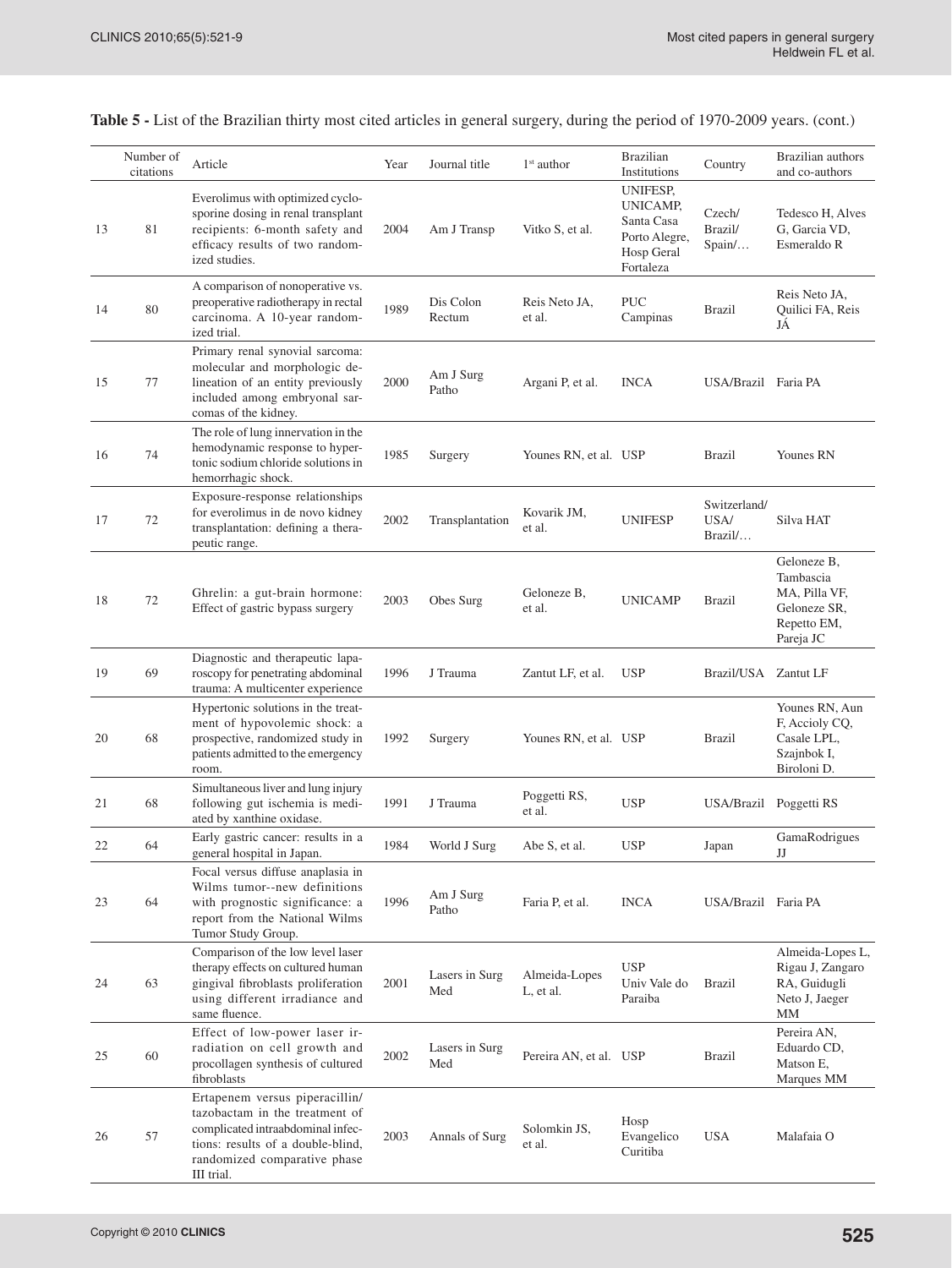**Table 5 -** List of the Brazilian thirty most cited articles in general surgery, during the period of 1970-2009 years. (cont.)

| | Number of citations | Article | Year | Journal title | 1st author | Brazilian Institutions | Country | Brazilian authors and co-authors |
|---|---|---|---|---|---|---|---|---|
| 13 | 81 | Everolimus with optimized cyclosporine dosing in renal transplant recipients: 6-month safety and efficacy results of two randomized studies. | 2004 | Am J Transp | Vitko S, et al. | UNIFESP, UNICAMP, Santa Casa Porto Alegre, Hosp Geral Fortaleza | Czech/ Brazil/ Spain/… | Tedesco H, Alves G, Garcia VD, Esmeraldo R |
| 14 | 80 | A comparison of nonoperative vs. preoperative radiotherapy in rectal carcinoma. A 10-year randomized trial. | 1989 | Dis Colon Rectum | Reis Neto JA, et al. | PUC Campinas | Brazil | Reis Neto JA, Quilici FA, Reis JÁ |
| 15 | 77 | Primary renal synovial sarcoma: molecular and morphologic delineation of an entity previously included among embryonal sarcomas of the kidney. | 2000 | Am J Surg Patho | Argani P, et al. | INCA | USA/Brazil | Faria PA |
| 16 | 74 | The role of lung innervation in the hemodynamic response to hypertonic sodium chloride solutions in hemorrhagic shock. | 1985 | Surgery | Younes RN, et al. | USP | Brazil | Younes RN |
| 17 | 72 | Exposure-response relationships for everolimus in de novo kidney transplantation: defining a therapeutic range. | 2002 | Transplantation | Kovarik JM, et al. | UNIFESP | Switzerland/ USA/ Brazil/… | Silva HAT |
| 18 | 72 | Ghrelin: a gut-brain hormone: Effect of gastric bypass surgery | 2003 | Obes Surg | Geloneze B, et al. | UNICAMP | Brazil | Geloneze B, Tambascia MA, Pilla VF, Geloneze SR, Repetto EM, Pareja JC |
| 19 | 69 | Diagnostic and therapeutic laparoscopy for penetrating abdominal trauma: A multicenter experience | 1996 | J Trauma | Zantut LF, et al. | USP | Brazil/USA | Zantut LF |
| 20 | 68 | Hypertonic solutions in the treatment of hypovolemic shock: a prospective, randomized study in patients admitted to the emergency room. | 1992 | Surgery | Younes RN, et al. | USP | Brazil | Younes RN, Aun F, Accioly CQ, Casale LPL, Szajnbok I, Biroloni D. |
| 21 | 68 | Simultaneous liver and lung injury following gut ischemia is mediated by xanthine oxidase. | 1991 | J Trauma | Poggetti RS, et al. | USP | USA/Brazil | Poggetti RS |
| 22 | 64 | Early gastric cancer: results in a general hospital in Japan. | 1984 | World J Surg | Abe S, et al. | USP | Japan | GamaRodrigues JJ |
| 23 | 64 | Focal versus diffuse anaplasia in Wilms tumor--new definitions with prognostic significance: a report from the National Wilms Tumor Study Group. | 1996 | Am J Surg Patho | Faria P, et al. | INCA | USA/Brazil | Faria PA |
| 24 | 63 | Comparison of the low level laser therapy effects on cultured human gingival fibroblasts proliferation using different irradiance and same fluence. | 2001 | Lasers in Surg Med | Almeida-Lopes L, et al. | USP Univ Vale do Paraiba | Brazil | Almeida-Lopes L, Rigau J, Zangaro RA, Guidugli Neto J, Jaeger MM |
| 25 | 60 | Effect of low-power laser irradiation on cell growth and procollagen synthesis of cultured fibroblasts | 2002 | Lasers in Surg Med | Pereira AN, et al. | USP | Brazil | Pereira AN, Eduardo CD, Matson E, Marques MM |
| 26 | 57 | Ertapenem versus piperacillin/ tazobactam in the treatment of complicated intraabdominal infections: results of a double-blind, randomized comparative phase III trial. | 2003 | Annals of Surg | Solomkin JS, et al. | Hosp Evangelico Curitiba | USA | Malafaia O |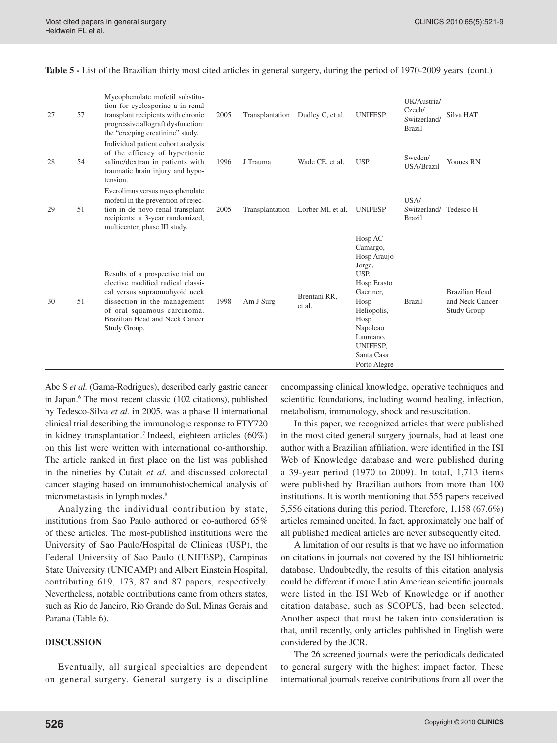**Table 5 -** List of the Brazilian thirty most cited articles in general surgery, during the period of 1970-2009 years. (cont.)

| | | | | | | | | |
|---|---|---|---|---|---|---|---|---|
| 27 | 57 | Mycophenolate mofetil substitution for cyclosporine a in renal transplant recipients with chronic progressive allograft dysfunction: the "creeping creatinine" study. | 2005 | Transplantation | Dudley C, et al. | UNIFESP | UK/Austria/ Czech/ Switzerland/ Brazil | Silva HAT |
| 28 | 54 | Individual patient cohort analysis of the efficacy of hypertonic saline/dextran in patients with traumatic brain injury and hypotension. | 1996 | J Trauma | Wade CE, et al. | USP | Sweden/ USA/Brazil | Younes RN |
| 29 | 51 | Everolimus versus mycophenolate mofetil in the prevention of rejection in de novo renal transplant recipients: a 3-year randomized, multicenter, phase III study. | 2005 | Transplantation | Lorber MI, et al. | UNIFESP | USA/ Switzerland/ Brazil | Tedesco H |
| 30 | 51 | Results of a prospective trial on elective modified radical classical versus supraomohyoid neck dissection in the management of oral squamous carcinoma. Brazilian Head and Neck Cancer Study Group. | 1998 | Am J Surg | Brentani RR, et al. | Hosp AC Camargo, Hosp Araujo Jorge, USP, Hosp Erasto Gaertner, Hosp Heliopolis, Hosp Napoleao Laureano, UNIFESP, Santa Casa Porto Alegre | Brazil | Brazilian Head and Neck Cancer Study Group |

Abe S *et al.* (Gama-Rodrigues), described early gastric cancer in Japan.[6] The most recent classic (102 citations), published by Tedesco-Silva *et al.* in 2005, was a phase II international clinical trial describing the immunologic response to FTY720 in kidney transplantation.[7] Indeed, eighteen articles (60%) on this list were written with international co-authorship. The article ranked in first place on the list was published in the nineties by Cutait *et al.* and discussed colorectal cancer staging based on immunohistochemical analysis of micrometastasis in lymph nodes.[8]

Analyzing the individual contribution by state, institutions from Sao Paulo authored or co-authored 65% of these articles. The most-published institutions were the University of Sao Paulo/Hospital de Clinicas (USP), the Federal University of Sao Paulo (UNIFESP), Campinas State University (UNICAMP) and Albert Einstein Hospital, contributing 619, 173, 87 and 87 papers, respectively. Nevertheless, notable contributions came from others states, such as Rio de Janeiro, Rio Grande do Sul, Minas Gerais and Parana (Table 6).

## DISCUSSION

Eventually, all surgical specialties are dependent on general surgery. General surgery is a discipline encompassing clinical knowledge, operative techniques and scientific foundations, including wound healing, infection, metabolism, immunology, shock and resuscitation.

In this paper, we recognized articles that were published in the most cited general surgery journals, had at least one author with a Brazilian affiliation, were identified in the ISI Web of Knowledge database and were published during a 39-year period (1970 to 2009). In total, 1,713 items were published by Brazilian authors from more than 100 institutions. It is worth mentioning that 555 papers received 5,556 citations during this period. Therefore, 1,158 (67.6%) articles remained uncited. In fact, approximately one half of all published medical articles are never subsequently cited.

A limitation of our results is that we have no information on citations in journals not covered by the ISI bibliometric database. Undoubtedly, the results of this citation analysis could be different if more Latin American scientific journals were listed in the ISI Web of Knowledge or if another citation database, such as SCOPUS, had been selected. Another aspect that must be taken into consideration is that, until recently, only articles published in English were considered by the JCR.

The 26 screened journals were the periodicals dedicated to general surgery with the highest impact factor. These international journals receive contributions from all over the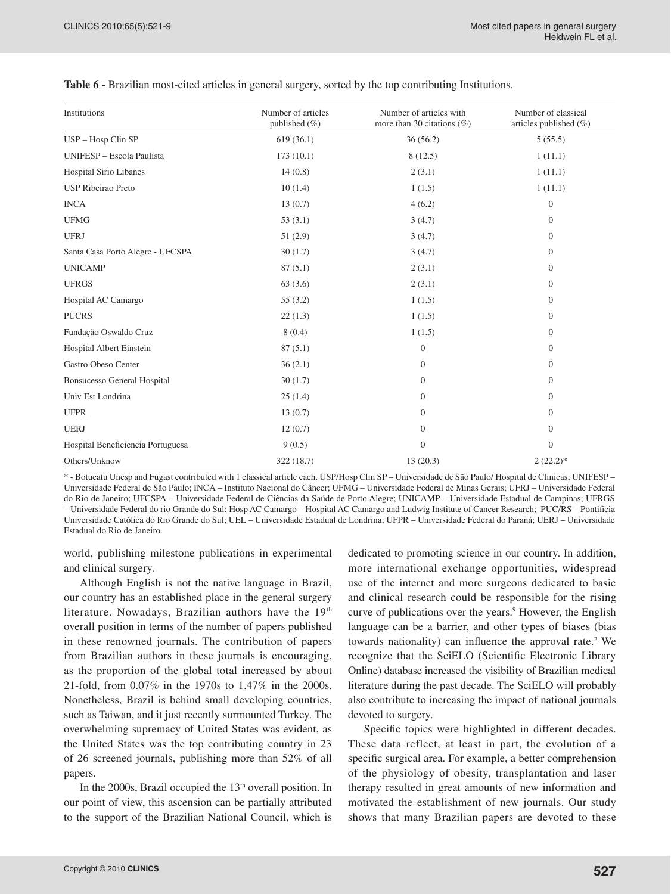**Table 6 -** Brazilian most-cited articles in general surgery, sorted by the top contributing Institutions.

| Institutions | Number of articles published (%) | Number of articles with more than 30 citations (%) | Number of classical articles published (%) |
|---|---|---|---|
| USP – Hosp Clin SP | 619 (36.1) | 36 (56.2) | 5 (55.5) |
| UNIFESP – Escola Paulista | 173 (10.1) | 8 (12.5) | 1 (11.1) |
| Hospital Sirio Libanes | 14 (0.8) | 2 (3.1) | 1 (11.1) |
| USP Ribeirao Preto | 10 (1.4) | 1 (1.5) | 1 (11.1) |
| INCA | 13 (0.7) | 4 (6.2) | 0 |
| UFMG | 53 (3.1) | 3 (4.7) | 0 |
| UFRJ | 51 (2.9) | 3 (4.7) | 0 |
| Santa Casa Porto Alegre - UFCSPA | 30 (1.7) | 3 (4.7) | 0 |
| UNICAMP | 87 (5.1) | 2 (3.1) | 0 |
| UFRGS | 63 (3.6) | 2 (3.1) | 0 |
| Hospital AC Camargo | 55 (3.2) | 1 (1.5) | 0 |
| PUCRS | 22 (1.3) | 1 (1.5) | 0 |
| Fundação Oswaldo Cruz | 8 (0.4) | 1 (1.5) | 0 |
| Hospital Albert Einstein | 87 (5.1) | 0 | 0 |
| Gastro Obeso Center | 36 (2.1) | 0 | 0 |
| Bonsucesso General Hospital | 30 (1.7) | 0 | 0 |
| Univ Est Londrina | 25 (1.4) | 0 | 0 |
| UFPR | 13 (0.7) | 0 | 0 |
| UERJ | 12 (0.7) | 0 | 0 |
| Hospital Beneficiencia Portuguesa | 9 (0.5) | 0 | 0 |
| Others/Unknow | 322 (18.7) | 13 (20.3) | 2 (22.2)* |

\* - Botucatu Unesp and Fugast contributed with 1 classical article each. USP/Hosp Clin SP – Universidade de São Paulo/ Hospital de Clinicas; UNIFESP – Universidade Federal de São Paulo; INCA – Instituto Nacional do Câncer; UFMG – Universidade Federal de Minas Gerais; UFRJ – Universidade Federal do Rio de Janeiro; UFCSPA – Universidade Federal de Ciências da Saúde de Porto Alegre; UNICAMP – Universidade Estadual de Campinas; UFRGS – Universidade Federal do rio Grande do Sul; Hosp AC Camargo – Hospital AC Camargo and Ludwig Institute of Cancer Research; PUC/RS – Pontificia Universidade Católica do Rio Grande do Sul; UEL – Universidade Estadual de Londrina; UFPR – Universidade Federal do Paraná; UERJ – Universidade Estadual do Rio de Janeiro.

world, publishing milestone publications in experimental and clinical surgery.

Although English is not the native language in Brazil, our country has an established place in the general surgery literature. Nowadays, Brazilian authors have the 19th overall position in terms of the number of papers published in these renowned journals. The contribution of papers from Brazilian authors in these journals is encouraging, as the proportion of the global total increased by about 21-fold, from 0.07% in the 1970s to 1.47% in the 2000s. Nonetheless, Brazil is behind small developing countries, such as Taiwan, and it just recently surmounted Turkey. The overwhelming supremacy of United States was evident, as the United States was the top contributing country in 23 of 26 screened journals, publishing more than 52% of all papers.

In the 2000s, Brazil occupied the 13th overall position. In our point of view, this ascension can be partially attributed to the support of the Brazilian National Council, which is dedicated to promoting science in our country. In addition, more international exchange opportunities, widespread use of the internet and more surgeons dedicated to basic and clinical research could be responsible for the rising curve of publications over the years.[9] However, the English language can be a barrier, and other types of biases (bias towards nationality) can influence the approval rate.[2] We recognize that the SciELO (Scientific Electronic Library Online) database increased the visibility of Brazilian medical literature during the past decade. The SciELO will probably also contribute to increasing the impact of national journals devoted to surgery.

Specific topics were highlighted in different decades. These data reflect, at least in part, the evolution of a specific surgical area. For example, a better comprehension of the physiology of obesity, transplantation and laser therapy resulted in great amounts of new information and motivated the establishment of new journals. Our study shows that many Brazilian papers are devoted to these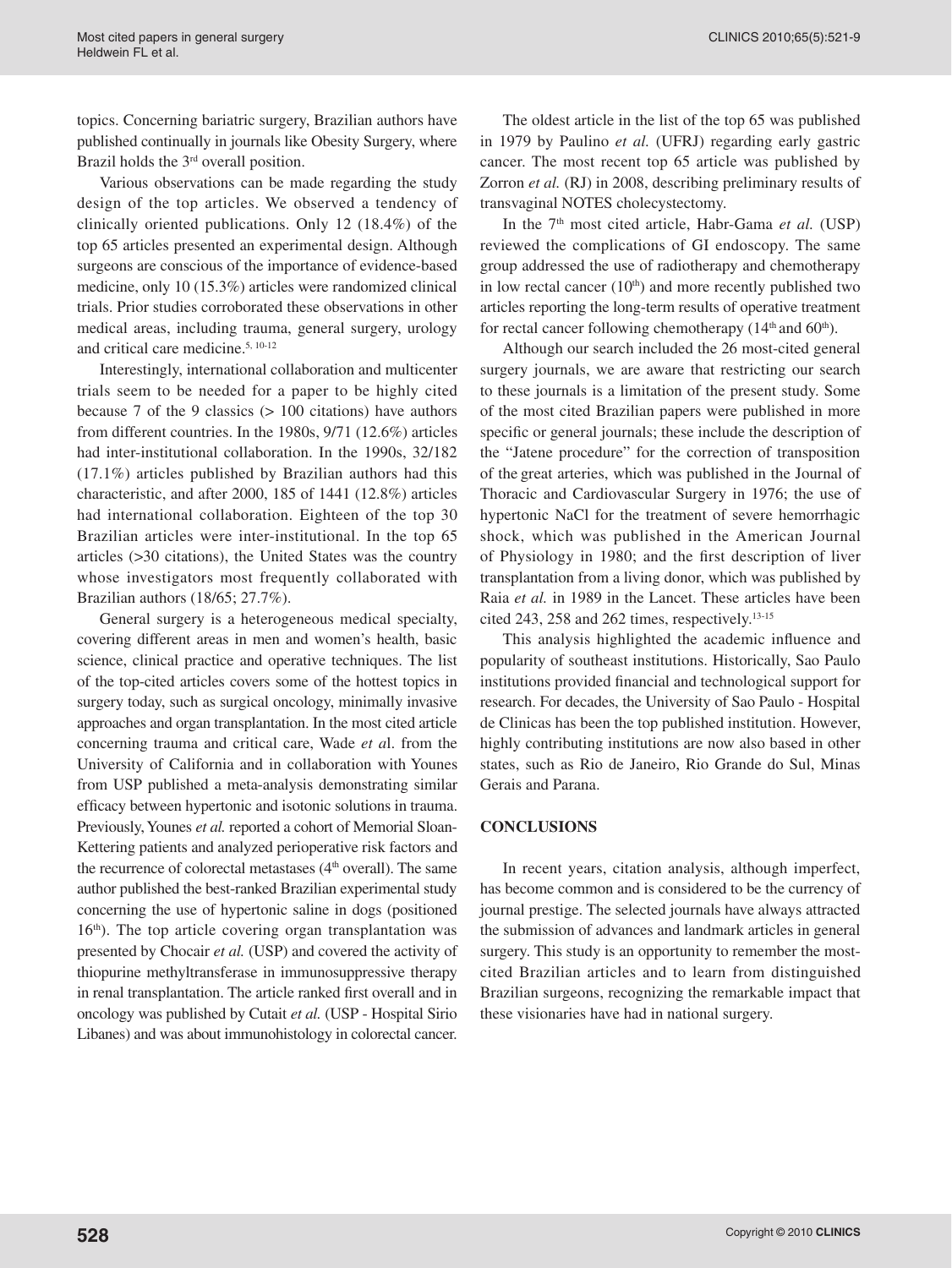topics. Concerning bariatric surgery, Brazilian authors have published continually in journals like Obesity Surgery, where Brazil holds the 3rd overall position.

Various observations can be made regarding the study design of the top articles. We observed a tendency of clinically oriented publications. Only 12 (18.4%) of the top 65 articles presented an experimental design. Although surgeons are conscious of the importance of evidence-based medicine, only 10 (15.3%) articles were randomized clinical trials. Prior studies corroborated these observations in other medical areas, including trauma, general surgery, urology and critical care medicine.[5, 10-12]

Interestingly, international collaboration and multicenter trials seem to be needed for a paper to be highly cited because 7 of the 9 classics (> 100 citations) have authors from different countries. In the 1980s, 9/71 (12.6%) articles had inter-institutional collaboration. In the 1990s, 32/182 (17.1%) articles published by Brazilian authors had this characteristic, and after 2000, 185 of 1441 (12.8%) articles had international collaboration. Eighteen of the top 30 Brazilian articles were inter-institutional. In the top 65 articles (>30 citations), the United States was the country whose investigators most frequently collaborated with Brazilian authors (18/65; 27.7%).

General surgery is a heterogeneous medical specialty, covering different areas in men and women's health, basic science, clinical practice and operative techniques. The list of the top-cited articles covers some of the hottest topics in surgery today, such as surgical oncology, minimally invasive approaches and organ transplantation. In the most cited article concerning trauma and critical care, Wade *et a*l. from the University of California and in collaboration with Younes from USP published a meta-analysis demonstrating similar efficacy between hypertonic and isotonic solutions in trauma. Previously, Younes *et al.* reported a cohort of Memorial Sloan-Kettering patients and analyzed perioperative risk factors and the recurrence of colorectal metastases (4th overall). The same author published the best-ranked Brazilian experimental study concerning the use of hypertonic saline in dogs (positioned 16th). The top article covering organ transplantation was presented by Chocair *et al.* (USP) and covered the activity of thiopurine methyltransferase in immunosuppressive therapy in renal transplantation. The article ranked first overall and in oncology was published by Cutait *et al.* (USP - Hospital Sirio Libanes) and was about immunohistology in colorectal cancer.

The oldest article in the list of the top 65 was published in 1979 by Paulino *et al.* (UFRJ) regarding early gastric cancer. The most recent top 65 article was published by Zorron *et al.* (RJ) in 2008, describing preliminary results of transvaginal NOTES cholecystectomy.

In the 7th most cited article, Habr-Gama *et al.* (USP) reviewed the complications of GI endoscopy. The same group addressed the use of radiotherapy and chemotherapy in low rectal cancer (10th) and more recently published two articles reporting the long-term results of operative treatment for rectal cancer following chemotherapy (14th and 60th).

Although our search included the 26 most-cited general surgery journals, we are aware that restricting our search to these journals is a limitation of the present study. Some of the most cited Brazilian papers were published in more specific or general journals; these include the description of the "Jatene procedure" for the correction of transposition of the great arteries, which was published in the Journal of Thoracic and Cardiovascular Surgery in 1976; the use of hypertonic NaCl for the treatment of severe hemorrhagic shock, which was published in the American Journal of Physiology in 1980; and the first description of liver transplantation from a living donor, which was published by Raia *et al.* in 1989 in the Lancet. These articles have been cited 243, 258 and 262 times, respectively.[13-15]

This analysis highlighted the academic influence and popularity of southeast institutions. Historically, Sao Paulo institutions provided financial and technological support for research. For decades, the University of Sao Paulo - Hospital de Clinicas has been the top published institution. However, highly contributing institutions are now also based in other states, such as Rio de Janeiro, Rio Grande do Sul, Minas Gerais and Parana.

## CONCLUSIONS

In recent years, citation analysis, although imperfect, has become common and is considered to be the currency of journal prestige. The selected journals have always attracted the submission of advances and landmark articles in general surgery. This study is an opportunity to remember the most-cited Brazilian articles and to learn from distinguished Brazilian surgeons, recognizing the remarkable impact that these visionaries have had in national surgery.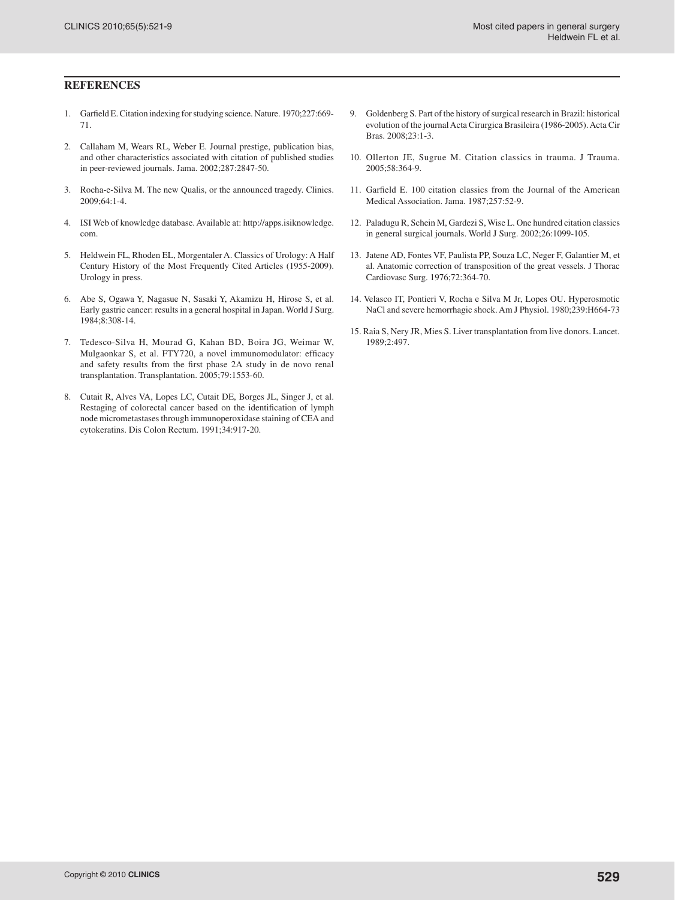## REFERENCES

1. Garfield E. Citation indexing for studying science. Nature. 1970;227:669-71.
2. Callaham M, Wears RL, Weber E. Journal prestige, publication bias, and other characteristics associated with citation of published studies in peer-reviewed journals. Jama. 2002;287:2847-50.
3. Rocha-e-Silva M. The new Qualis, or the announced tragedy. Clinics. 2009;64:1-4.
4. ISI Web of knowledge database. Available at: http://apps.isiknowledge.com.
5. Heldwein FL, Rhoden EL, Morgentaler A. Classics of Urology: A Half Century History of the Most Frequently Cited Articles (1955-2009). Urology in press.
6. Abe S, Ogawa Y, Nagasue N, Sasaki Y, Akamizu H, Hirose S, et al. Early gastric cancer: results in a general hospital in Japan. World J Surg. 1984;8:308-14.
7. Tedesco-Silva H, Mourad G, Kahan BD, Boira JG, Weimar W, Mulgaonkar S, et al. FTY720, a novel immunomodulator: efficacy and safety results from the first phase 2A study in de novo renal transplantation. Transplantation. 2005;79:1553-60.
8. Cutait R, Alves VA, Lopes LC, Cutait DE, Borges JL, Singer J, et al. Restaging of colorectal cancer based on the identification of lymph node micrometastases through immunoperoxidase staining of CEA and cytokeratins. Dis Colon Rectum. 1991;34:917-20.
9. Goldenberg S. Part of the history of surgical research in Brazil: historical evolution of the journal Acta Cirurgica Brasileira (1986-2005). Acta Cir Bras. 2008;23:1-3.
10. Ollerton JE, Sugrue M. Citation classics in trauma. J Trauma. 2005;58:364-9.
11. Garfield E. 100 citation classics from the Journal of the American Medical Association. Jama. 1987;257:52-9.
12. Paladugu R, Schein M, Gardezi S, Wise L. One hundred citation classics in general surgical journals. World J Surg. 2002;26:1099-105.
13. Jatene AD, Fontes VF, Paulista PP, Souza LC, Neger F, Galantier M, et al. Anatomic correction of transposition of the great vessels. J Thorac Cardiovasc Surg. 1976;72:364-70.
14. Velasco IT, Pontieri V, Rocha e Silva M Jr, Lopes OU. Hyperosmotic NaCl and severe hemorrhagic shock. Am J Physiol. 1980;239:H664-73
15. Raia S, Nery JR, Mies S. Liver transplantation from live donors. Lancet. 1989;2:497.